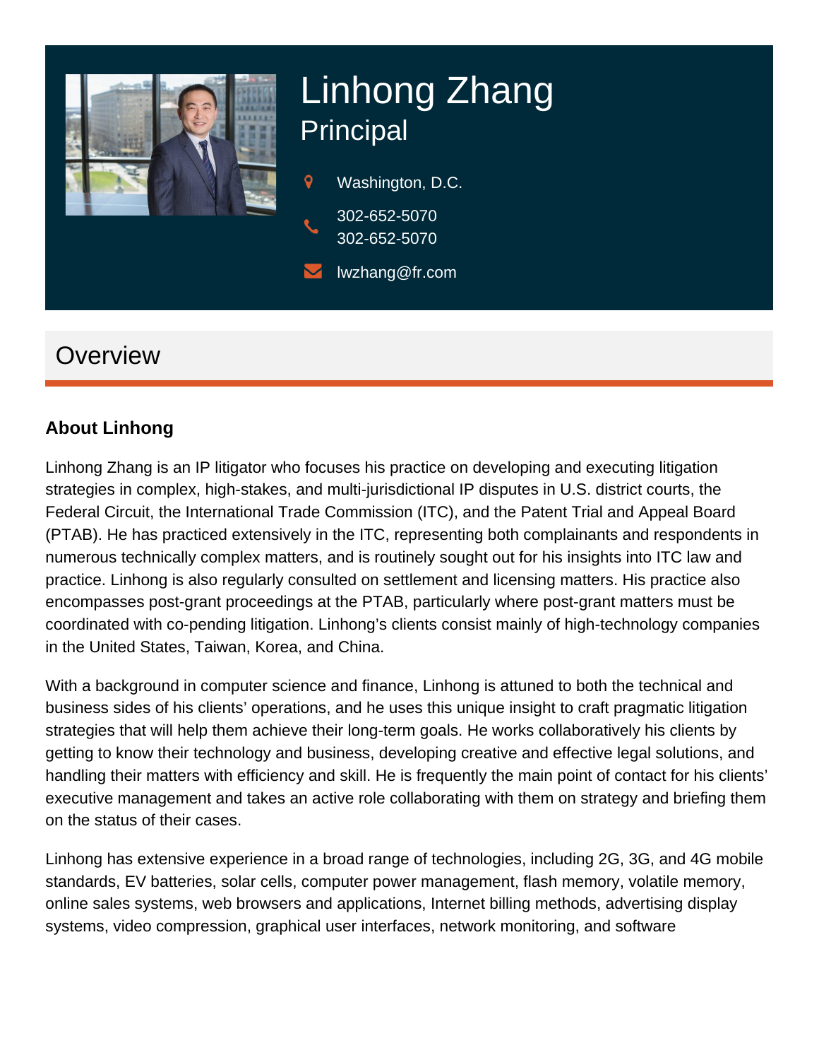# Linhong Zhang

## Principal

Washington, D.C.

302-652-5070
302-652-5070

lwzhang@fr.com

## Overview

### About Linhong

Linhong Zhang is an IP litigator who focuses his practice on developing and executing litigation strategies in complex, high-stakes, and multi-jurisdictional IP disputes in U.S. district courts, the Federal Circuit, the International Trade Commission (ITC), and the Patent Trial and Appeal Board (PTAB). He has practiced extensively in the ITC, representing both complainants and respondents in numerous technically complex matters, and is routinely sought out for his insights into ITC law and practice. Linhong is also regularly consulted on settlement and licensing matters. His practice also encompasses post-grant proceedings at the PTAB, particularly where post-grant matters must be coordinated with co-pending litigation. Linhong's clients consist mainly of high-technology companies in the United States, Taiwan, Korea, and China.

With a background in computer science and finance, Linhong is attuned to both the technical and business sides of his clients' operations, and he uses this unique insight to craft pragmatic litigation strategies that will help them achieve their long-term goals. He works collaboratively his clients by getting to know their technology and business, developing creative and effective legal solutions, and handling their matters with efficiency and skill. He is frequently the main point of contact for his clients' executive management and takes an active role collaborating with them on strategy and briefing them on the status of their cases.

Linhong has extensive experience in a broad range of technologies, including 2G, 3G, and 4G mobile standards, EV batteries, solar cells, computer power management, flash memory, volatile memory, online sales systems, web browsers and applications, Internet billing methods, advertising display systems, video compression, graphical user interfaces, network monitoring, and software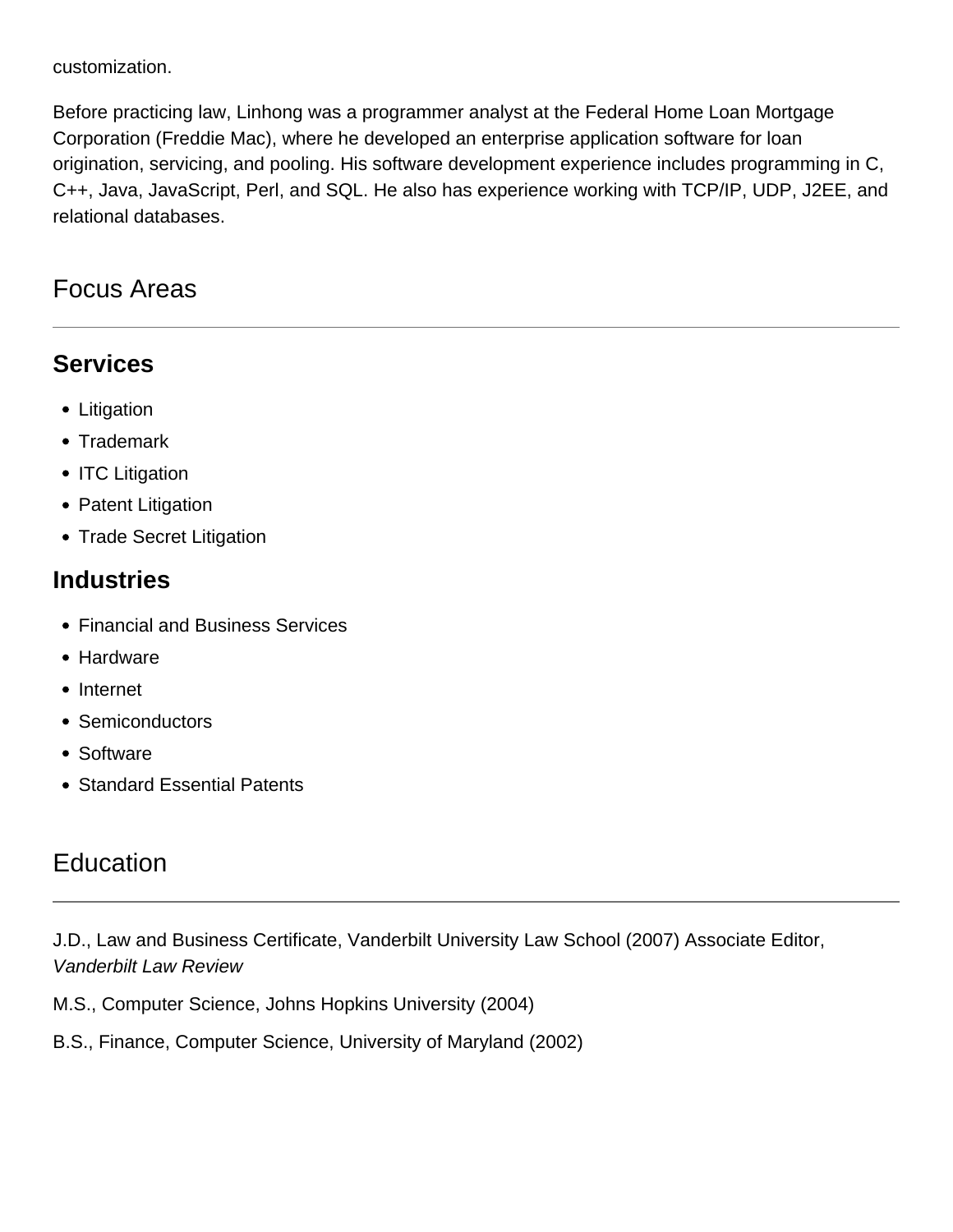customization.

Before practicing law, Linhong was a programmer analyst at the Federal Home Loan Mortgage Corporation (Freddie Mac), where he developed an enterprise application software for loan origination, servicing, and pooling. His software development experience includes programming in C, C++, Java, JavaScript, Perl, and SQL. He also has experience working with TCP/IP, UDP, J2EE, and relational databases.

## Focus Areas

### Services

- Litigation
- Trademark
- ITC Litigation
- Patent Litigation
- Trade Secret Litigation

### Industries

- Financial and Business Services
- Hardware
- Internet
- Semiconductors
- Software
- Standard Essential Patents

## Education

J.D., Law and Business Certificate, Vanderbilt University Law School (2007) Associate Editor, *Vanderbilt Law Review*

M.S., Computer Science, Johns Hopkins University (2004)

B.S., Finance, Computer Science, University of Maryland (2002)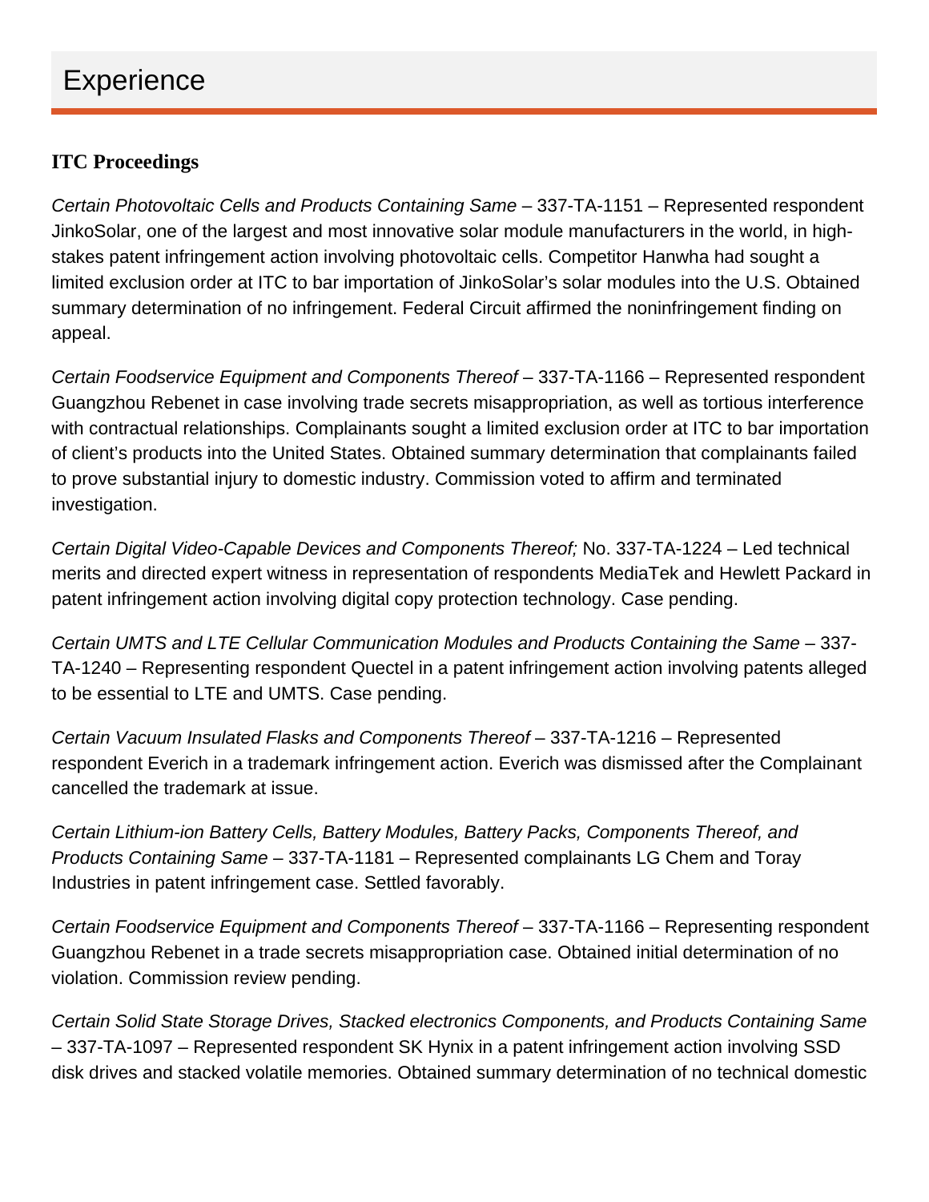## Experience

### ITC Proceedings

*Certain Photovoltaic Cells and Products Containing Same* – 337-TA-1151 – Represented respondent JinkoSolar, one of the largest and most innovative solar module manufacturers in the world, in high-stakes patent infringement action involving photovoltaic cells. Competitor Hanwha had sought a limited exclusion order at ITC to bar importation of JinkoSolar's solar modules into the U.S. Obtained summary determination of no infringement. Federal Circuit affirmed the noninfringement finding on appeal.

*Certain Foodservice Equipment and Components Thereof* – 337-TA-1166 – Represented respondent Guangzhou Rebenet in case involving trade secrets misappropriation, as well as tortious interference with contractual relationships. Complainants sought a limited exclusion order at ITC to bar importation of client's products into the United States. Obtained summary determination that complainants failed to prove substantial injury to domestic industry. Commission voted to affirm and terminated investigation.

*Certain Digital Video-Capable Devices and Components Thereof;* No. 337-TA-1224 – Led technical merits and directed expert witness in representation of respondents MediaTek and Hewlett Packard in patent infringement action involving digital copy protection technology. Case pending.

*Certain UMTS and LTE Cellular Communication Modules and Products Containing the Same* – 337-TA-1240 – Representing respondent Quectel in a patent infringement action involving patents alleged to be essential to LTE and UMTS. Case pending.

*Certain Vacuum Insulated Flasks and Components Thereof* – 337-TA-1216 – Represented respondent Everich in a trademark infringement action. Everich was dismissed after the Complainant cancelled the trademark at issue.

*Certain Lithium-ion Battery Cells, Battery Modules, Battery Packs, Components Thereof, and Products Containing Same* – 337-TA-1181 – Represented complainants LG Chem and Toray Industries in patent infringement case. Settled favorably.

*Certain Foodservice Equipment and Components Thereof* – 337-TA-1166 – Representing respondent Guangzhou Rebenet in a trade secrets misappropriation case. Obtained initial determination of no violation. Commission review pending.

*Certain Solid State Storage Drives, Stacked electronics Components, and Products Containing Same* – 337-TA-1097 – Represented respondent SK Hynix in a patent infringement action involving SSD disk drives and stacked volatile memories. Obtained summary determination of no technical domestic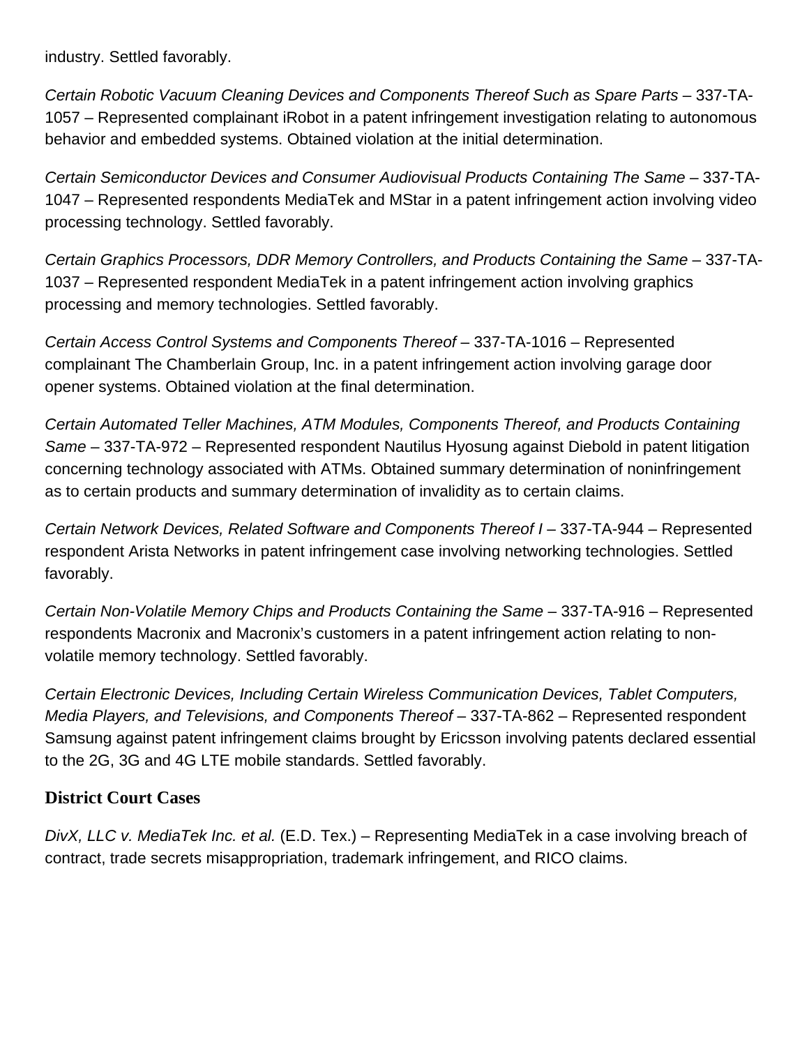industry. Settled favorably.

*Certain Robotic Vacuum Cleaning Devices and Components Thereof Such as Spare Parts* – 337-TA-1057 – Represented complainant iRobot in a patent infringement investigation relating to autonomous behavior and embedded systems. Obtained violation at the initial determination.

*Certain Semiconductor Devices and Consumer Audiovisual Products Containing The Same* – 337-TA-1047 – Represented respondents MediaTek and MStar in a patent infringement action involving video processing technology. Settled favorably.

*Certain Graphics Processors, DDR Memory Controllers, and Products Containing the Same* – 337-TA-1037 – Represented respondent MediaTek in a patent infringement action involving graphics processing and memory technologies. Settled favorably.

*Certain Access Control Systems and Components Thereof* – 337-TA-1016 – Represented complainant The Chamberlain Group, Inc. in a patent infringement action involving garage door opener systems. Obtained violation at the final determination.

*Certain Automated Teller Machines, ATM Modules, Components Thereof, and Products Containing Same* – 337-TA-972 – Represented respondent Nautilus Hyosung against Diebold in patent litigation concerning technology associated with ATMs. Obtained summary determination of noninfringement as to certain products and summary determination of invalidity as to certain claims.

*Certain Network Devices, Related Software and Components Thereof I* – 337-TA-944 – Represented respondent Arista Networks in patent infringement case involving networking technologies. Settled favorably.

*Certain Non-Volatile Memory Chips and Products Containing the Same* – 337-TA-916 – Represented respondents Macronix and Macronix's customers in a patent infringement action relating to non-volatile memory technology. Settled favorably.

*Certain Electronic Devices, Including Certain Wireless Communication Devices, Tablet Computers, Media Players, and Televisions, and Components Thereof* – 337-TA-862 – Represented respondent Samsung against patent infringement claims brought by Ericsson involving patents declared essential to the 2G, 3G and 4G LTE mobile standards. Settled favorably.

### District Court Cases

*DivX, LLC v. MediaTek Inc. et al.* (E.D. Tex.) – Representing MediaTek in a case involving breach of contract, trade secrets misappropriation, trademark infringement, and RICO claims.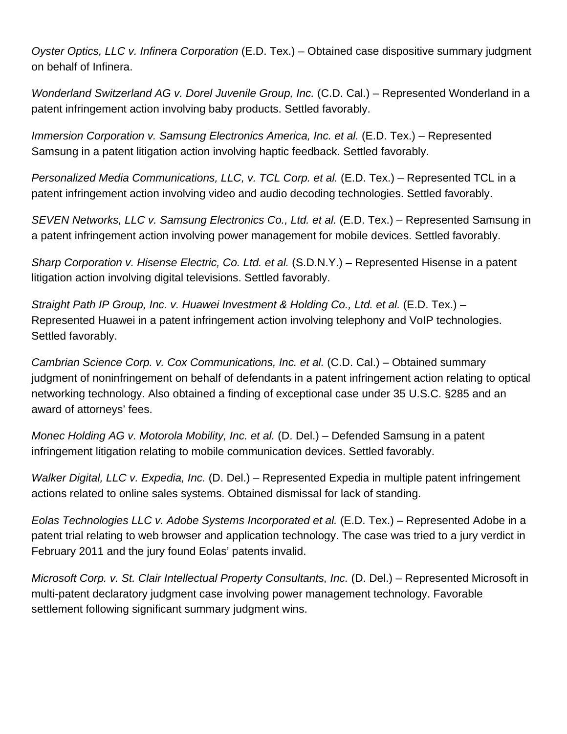*Oyster Optics, LLC v. Infinera Corporation* (E.D. Tex.) – Obtained case dispositive summary judgment on behalf of Infinera.

*Wonderland Switzerland AG v. Dorel Juvenile Group, Inc.* (C.D. Cal.) – Represented Wonderland in a patent infringement action involving baby products. Settled favorably.

*Immersion Corporation v. Samsung Electronics America, Inc. et al.* (E.D. Tex.) – Represented Samsung in a patent litigation action involving haptic feedback. Settled favorably.

*Personalized Media Communications, LLC, v. TCL Corp. et al.* (E.D. Tex.) – Represented TCL in a patent infringement action involving video and audio decoding technologies. Settled favorably.

*SEVEN Networks, LLC v. Samsung Electronics Co., Ltd. et al.* (E.D. Tex.) – Represented Samsung in a patent infringement action involving power management for mobile devices. Settled favorably.

*Sharp Corporation v. Hisense Electric, Co. Ltd. et al.* (S.D.N.Y.) – Represented Hisense in a patent litigation action involving digital televisions. Settled favorably.

*Straight Path IP Group, Inc. v. Huawei Investment & Holding Co., Ltd. et al.* (E.D. Tex.) – Represented Huawei in a patent infringement action involving telephony and VoIP technologies. Settled favorably.

*Cambrian Science Corp. v. Cox Communications, Inc. et al.* (C.D. Cal.) – Obtained summary judgment of noninfringement on behalf of defendants in a patent infringement action relating to optical networking technology. Also obtained a finding of exceptional case under 35 U.S.C. §285 and an award of attorneys' fees.

*Monec Holding AG v. Motorola Mobility, Inc. et al.* (D. Del.) – Defended Samsung in a patent infringement litigation relating to mobile communication devices. Settled favorably.

*Walker Digital, LLC v. Expedia, Inc.* (D. Del.) – Represented Expedia in multiple patent infringement actions related to online sales systems. Obtained dismissal for lack of standing.

*Eolas Technologies LLC v. Adobe Systems Incorporated et al.* (E.D. Tex.) – Represented Adobe in a patent trial relating to web browser and application technology. The case was tried to a jury verdict in February 2011 and the jury found Eolas' patents invalid.

*Microsoft Corp. v. St. Clair Intellectual Property Consultants, Inc.* (D. Del.) – Represented Microsoft in multi-patent declaratory judgment case involving power management technology. Favorable settlement following significant summary judgment wins.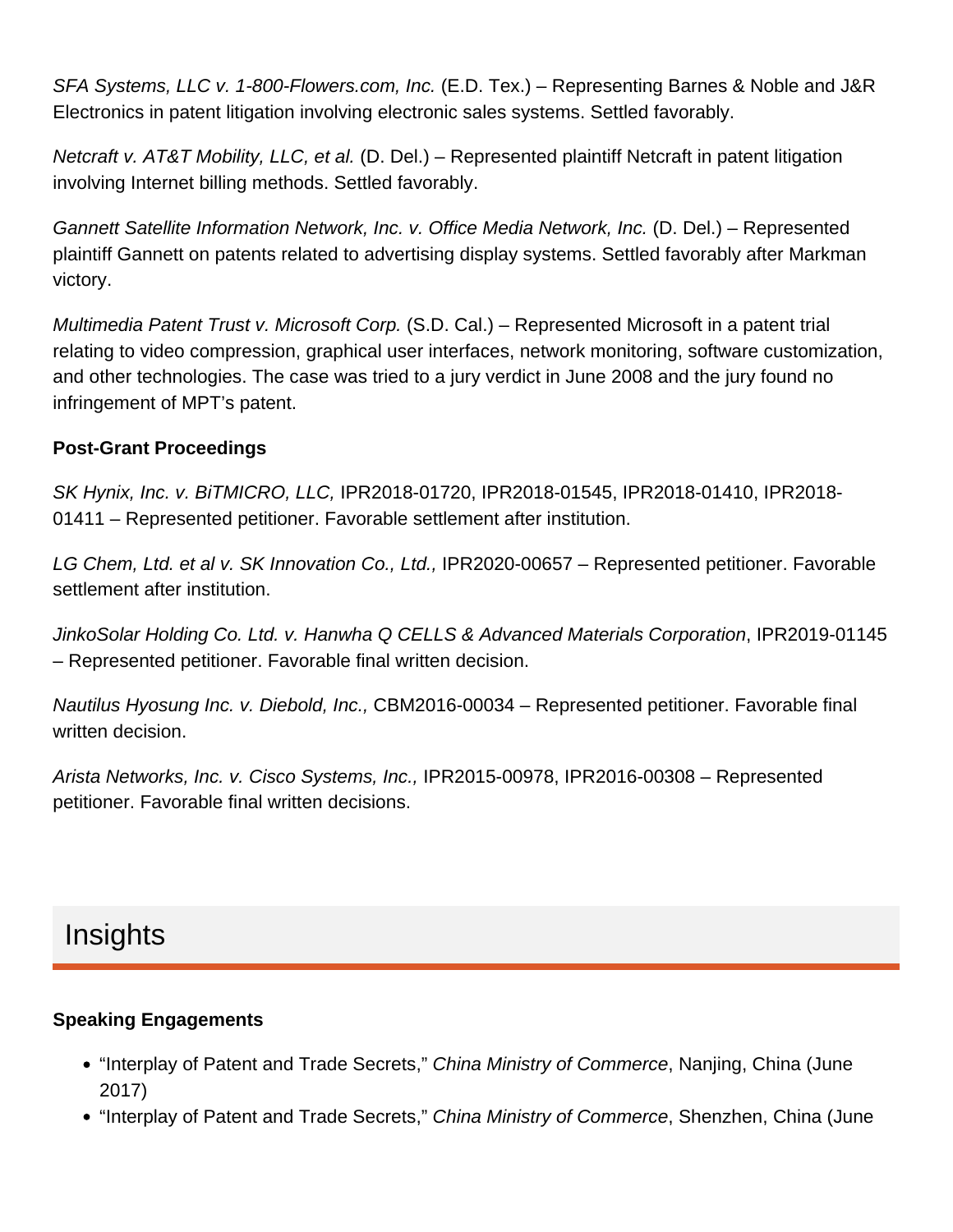*SFA Systems, LLC v. 1-800-Flowers.com, Inc.* (E.D. Tex.) – Representing Barnes & Noble and J&R Electronics in patent litigation involving electronic sales systems. Settled favorably.

*Netcraft v. AT&T Mobility, LLC, et al.* (D. Del.) – Represented plaintiff Netcraft in patent litigation involving Internet billing methods. Settled favorably.

*Gannett Satellite Information Network, Inc. v. Office Media Network, Inc.* (D. Del.) – Represented plaintiff Gannett on patents related to advertising display systems. Settled favorably after Markman victory.

*Multimedia Patent Trust v. Microsoft Corp.* (S.D. Cal.) – Represented Microsoft in a patent trial relating to video compression, graphical user interfaces, network monitoring, software customization, and other technologies. The case was tried to a jury verdict in June 2008 and the jury found no infringement of MPT's patent.

**Post-Grant Proceedings**

*SK Hynix, Inc. v. BiTMICRO, LLC,* IPR2018-01720, IPR2018-01545, IPR2018-01410, IPR2018-01411 – Represented petitioner. Favorable settlement after institution.

*LG Chem, Ltd. et al v. SK Innovation Co., Ltd.,* IPR2020-00657 – Represented petitioner. Favorable settlement after institution.

*JinkoSolar Holding Co. Ltd. v. Hanwha Q CELLS & Advanced Materials Corporation*, IPR2019-01145 – Represented petitioner. Favorable final written decision.

*Nautilus Hyosung Inc. v. Diebold, Inc.,* CBM2016-00034 – Represented petitioner. Favorable final written decision.

*Arista Networks, Inc. v. Cisco Systems, Inc.,* IPR2015-00978, IPR2016-00308 – Represented petitioner. Favorable final written decisions.

## Insights

**Speaking Engagements**

- "Interplay of Patent and Trade Secrets," *China Ministry of Commerce*, Nanjing, China (June 2017)
- "Interplay of Patent and Trade Secrets," *China Ministry of Commerce*, Shenzhen, China (June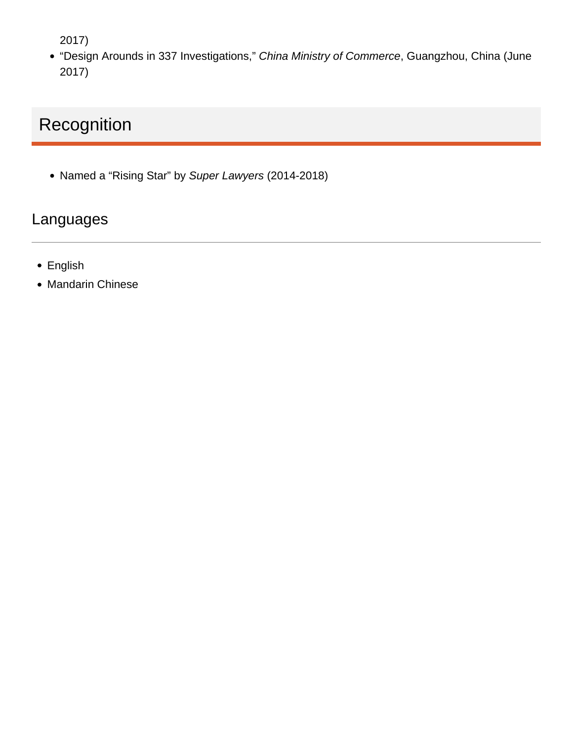2017)

- “Design Arounds in 337 Investigations,” *China Ministry of Commerce*, Guangzhou, China (June 2017)

## Recognition

- Named a “Rising Star” by *Super Lawyers* (2014-2018)

### Languages

- English
- Mandarin Chinese